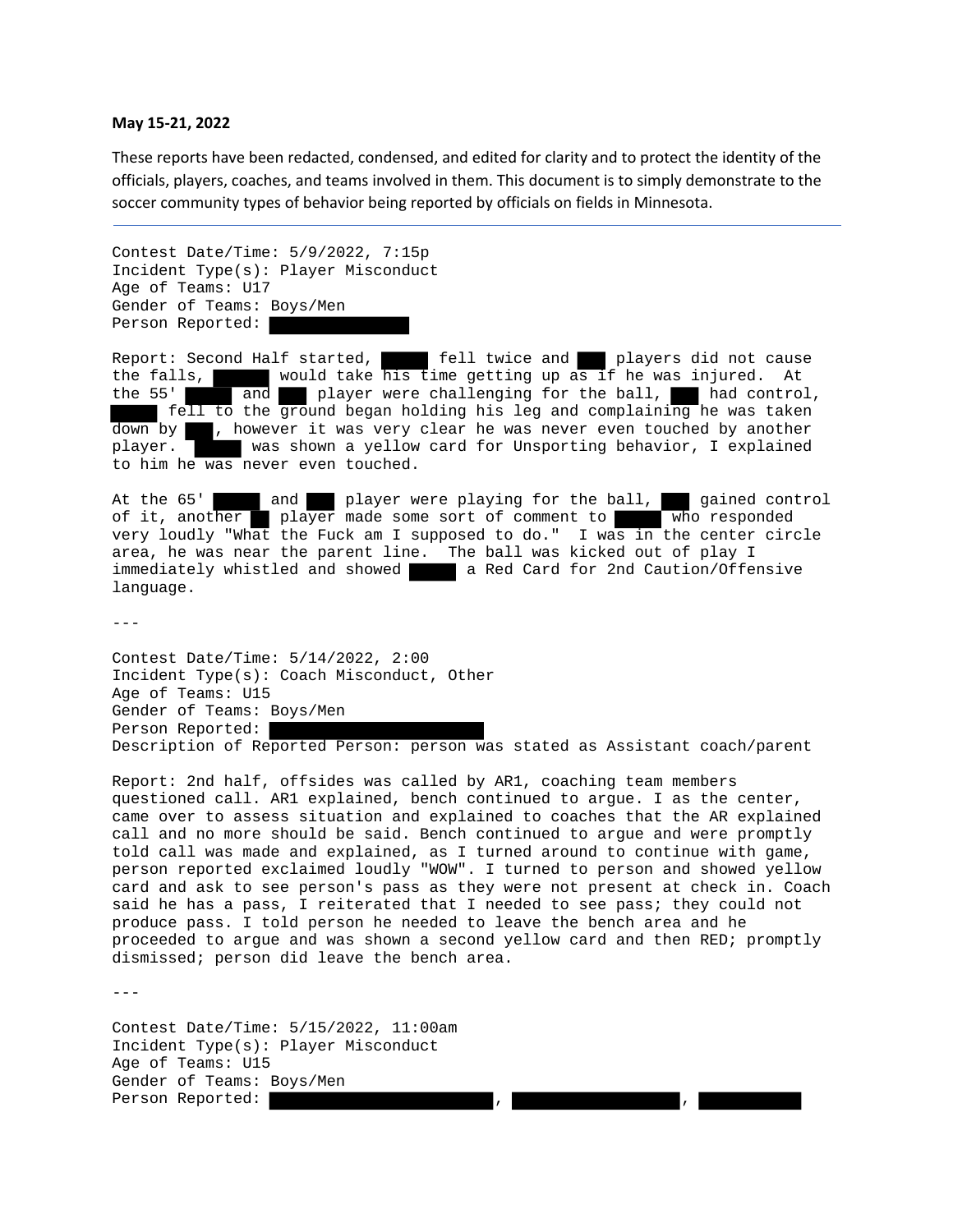**May 15-21, 2022**

These reports have been redacted, condensed, and edited for clarity and to protect the identity of the officials, players, coaches, and teams involved in them. This document is to simply demonstrate to the soccer community types of behavior being reported by officials on fields in Minnesota.

---

Contest Date/Time: 5/9/2022, 7:15p
Incident Type(s): Player Misconduct
Age of Teams: U17
Gender of Teams: Boys/Men
Person Reported: ██████████

Report: Second Half started, ███ fell twice and ██ players did not cause the falls, ████ would take his time getting up as if he was injured. At the 55' ███ and ██ player were challenging for the ball, ██ had control, ███ fell to the ground began holding his leg and complaining he was taken down by ██, however it was very clear he was never even touched by another player. ███ was shown a yellow card for Unsporting behavior, I explained to him he was never even touched.

At the 65' ███ and ██ player were playing for the ball, ██ gained control of it, another █ player made some sort of comment to ███ who responded very loudly "What the Fuck am I supposed to do." I was in the center circle area, he was near the parent line. The ball was kicked out of play I immediately whistled and showed ███ a Red Card for 2nd Caution/Offensive language.

---

Contest Date/Time: 5/14/2022, 2:00
Incident Type(s): Coach Misconduct, Other
Age of Teams: U15
Gender of Teams: Boys/Men
Person Reported: ████████████████
Description of Reported Person: person was stated as Assistant coach/parent

Report: 2nd half, offsides was called by AR1, coaching team members questioned call. AR1 explained, bench continued to argue. I as the center, came over to assess situation and explained to coaches that the AR explained call and no more should be said. Bench continued to argue and were promptly told call was made and explained, as I turned around to continue with game, person reported exclaimed loudly "WOW". I turned to person and showed yellow card and ask to see person's pass as they were not present at check in. Coach said he has a pass, I reiterated that I needed to see pass; they could not produce pass. I told person he needed to leave the bench area and he proceeded to argue and was shown a second yellow card and then RED; promptly dismissed; person did leave the bench area.

---

Contest Date/Time: 5/15/2022, 11:00am
Incident Type(s): Player Misconduct
Age of Teams: U15
Gender of Teams: Boys/Men
Person Reported: ████████████████, ████████████, ███████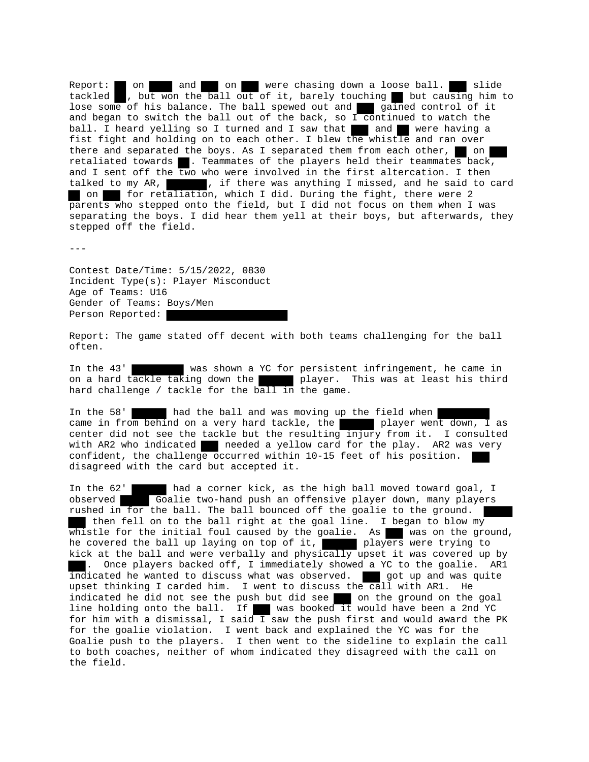Report: ██ on ███ and ██ on ██ were chasing down a loose ball. ██ slide tackled █, but won the ball out of it, barely touching █ but causing him to lose some of his balance. The ball spewed out and ██ gained control of it and began to switch the ball out of the back, so I continued to watch the ball. I heard yelling so I turned and I saw that ██ and █ were having a fist fight and holding on to each other. I blew the whistle and ran over there and separated the boys. As I separated them from each other, █ on ██ retaliated towards █. Teammates of the players held their teammates back, and I sent off the two who were involved in the first altercation. I then talked to my AR, █████, if there was anything I missed, and he said to card █ on ██ for retaliation, which I did. During the fight, there were 2 parents who stepped onto the field, but I did not focus on them when I was separating the boys. I did hear them yell at their boys, but afterwards, they stepped off the field.

---

Contest Date/Time: 5/15/2022, 0830
Incident Type(s): Player Misconduct
Age of Teams: U16
Gender of Teams: Boys/Men
Person Reported: ████████████████

Report: The game stated off decent with both teams challenging for the ball often.

In the 43' ███████ was shown a YC for persistent infringement, he came in on a hard tackle taking down the █████ player. This was at least his third hard challenge / tackle for the ball in the game.

In the 58' █████ had the ball and was moving up the field when ███████ came in from behind on a very hard tackle, the █████ player went down, I as center did not see the tackle but the resulting injury from it. I consulted with AR2 who indicated ██ needed a yellow card for the play. AR2 was very confident, the challenge occurred within 10-15 feet of his position. ██ disagreed with the card but accepted it.

In the 62' █████ had a corner kick, as the high ball moved toward goal, I observed ████ Goalie two-hand push an offensive player down, many players rushed in for the ball. The ball bounced off the goalie to the ground. ████ ██ then fell on to the ball right at the goal line. I began to blow my whistle for the initial foul caused by the goalie. As ██ was on the ground, he covered the ball up laying on top of it, █████ players were trying to kick at the ball and were verbally and physically upset it was covered up by ██. Once players backed off, I immediately showed a YC to the goalie. AR1 indicated he wanted to discuss what was observed. ██ got up and was quite upset thinking I carded him. I went to discuss the call with AR1. He indicated he did not see the push but did see ██ on the ground on the goal line holding onto the ball. If ██ was booked it would have been a 2nd YC for him with a dismissal, I said I saw the push first and would award the PK for the goalie violation. I went back and explained the YC was for the Goalie push to the players. I then went to the sideline to explain the call to both coaches, neither of whom indicated they disagreed with the call on the field.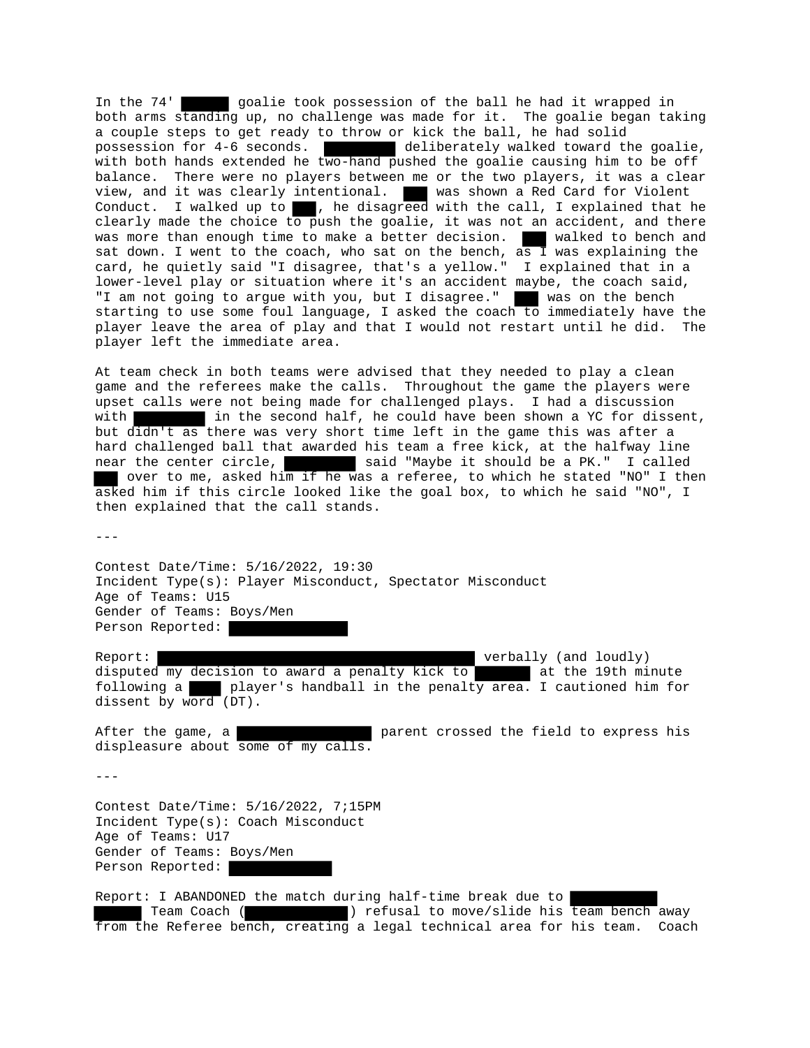In the 74' ██████ goalie took possession of the ball he had it wrapped in both arms standing up, no challenge was made for it. The goalie began taking a couple steps to get ready to throw or kick the ball, he had solid possession for 4-6 seconds. █████████ deliberately walked toward the goalie, with both hands extended he two-hand pushed the goalie causing him to be off balance. There were no players between me or the two players, it was a clear view, and it was clearly intentional. ███ was shown a Red Card for Violent Conduct. I walked up to ███, he disagreed with the call, I explained that he clearly made the choice to push the goalie, it was not an accident, and there was more than enough time to make a better decision. ███ walked to bench and sat down. I went to the coach, who sat on the bench, as I was explaining the card, he quietly said "I disagree, that's a yellow." I explained that in a lower-level play or situation where it's an accident maybe, the coach said, "I am not going to argue with you, but I disagree." ███ was on the bench starting to use some foul language, I asked the coach to immediately have the player leave the area of play and that I would not restart until he did. The player left the immediate area.

At team check in both teams were advised that they needed to play a clean game and the referees make the calls. Throughout the game the players were upset calls were not being made for challenged plays. I had a discussion with █████████ in the second half, he could have been shown a YC for dissent, but didn't as there was very short time left in the game this was after a hard challenged ball that awarded his team a free kick, at the halfway line near the center circle, █████████ said "Maybe it should be a PK." I called ███ over to me, asked him if he was a referee, to which he stated "NO" I then asked him if this circle looked like the goal box, to which he said "NO", I then explained that the call stands.

---

Contest Date/Time: 5/16/2022, 19:30
Incident Type(s): Player Misconduct, Spectator Misconduct
Age of Teams: U15
Gender of Teams: Boys/Men
Person Reported: ███████████████

Report: ████████████████████████████████████████ verbally (and loudly) disputed my decision to award a penalty kick to ███████ at the 19th minute following a ████ player's handball in the penalty area. I cautioned him for dissent by word (DT).

After the game, a █████████████████ parent crossed the field to express his displeasure about some of my calls.

---

Contest Date/Time: 5/16/2022, 7;15PM
Incident Type(s): Coach Misconduct
Age of Teams: U17
Gender of Teams: Boys/Men
Person Reported: █████████████

Report: I ABANDONED the match during half-time break due to ███████████ ██████ Team Coach (█████████████) refusal to move/slide his team bench away from the Referee bench, creating a legal technical area for his team. Coach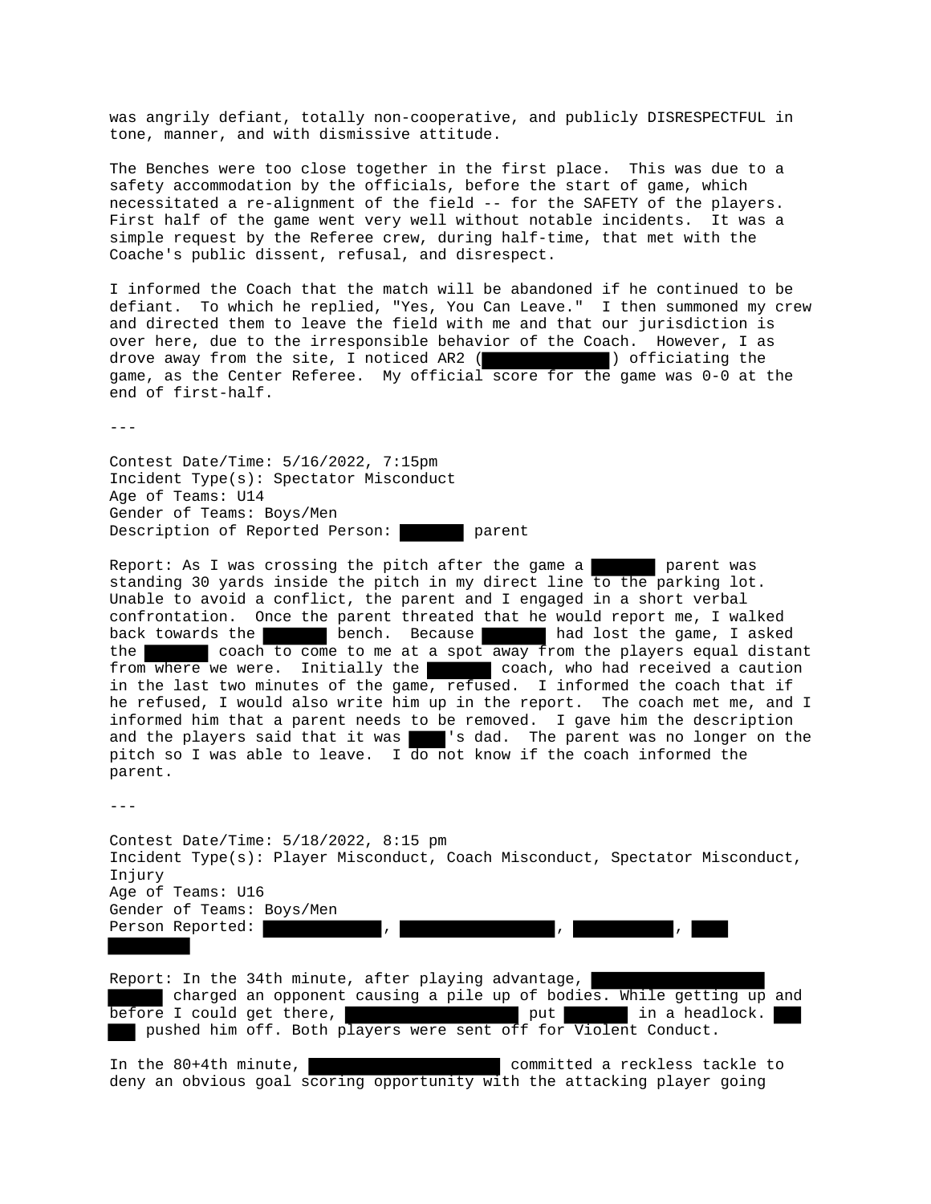was angrily defiant, totally non-cooperative, and publicly DISRESPECTFUL in tone, manner, and with dismissive attitude.

The Benches were too close together in the first place. This was due to a safety accommodation by the officials, before the start of game, which necessitated a re-alignment of the field -- for the SAFETY of the players. First half of the game went very well without notable incidents. It was a simple request by the Referee crew, during half-time, that met with the Coache's public dissent, refusal, and disrespect.

I informed the Coach that the match will be abandoned if he continued to be defiant. To which he replied, "Yes, You Can Leave." I then summoned my crew and directed them to leave the field with me and that our jurisdiction is over here, due to the irresponsible behavior of the Coach. However, I as drove away from the site, I noticed AR2 (█████████) officiating the game, as the Center Referee. My official score for the game was 0-0 at the end of first-half.

---

Contest Date/Time: 5/16/2022, 7:15pm
Incident Type(s): Spectator Misconduct
Age of Teams: U14
Gender of Teams: Boys/Men
Description of Reported Person: █████ parent

Report: As I was crossing the pitch after the game a █████ parent was standing 30 yards inside the pitch in my direct line to the parking lot. Unable to avoid a conflict, the parent and I engaged in a short verbal confrontation. Once the parent threated that he would report me, I walked back towards the █████ bench. Because █████ had lost the game, I asked the █████ coach to come to me at a spot away from the players equal distant from where we were. Initially the █████ coach, who had received a caution in the last two minutes of the game, refused. I informed the coach that if he refused, I would also write him up in the report. The coach met me, and I informed him that a parent needs to be removed. I gave him the description and the players said that it was ███'s dad. The parent was no longer on the pitch so I was able to leave. I do not know if the coach informed the parent.

---

Contest Date/Time: 5/18/2022, 8:15 pm
Incident Type(s): Player Misconduct, Coach Misconduct, Spectator Misconduct, Injury
Age of Teams: U16
Gender of Teams: Boys/Men
Person Reported: █████████, ████████████, ████████, ███ ██████

Report: In the 34th minute, after playing advantage, █████████████ ████ charged an opponent causing a pile up of bodies. While getting up and before I could get there, █████████████ put █████ in a headlock. ███ ██ pushed him off. Both players were sent off for Violent Conduct.

In the 80+4th minute, ███████████████ committed a reckless tackle to deny an obvious goal scoring opportunity with the attacking player going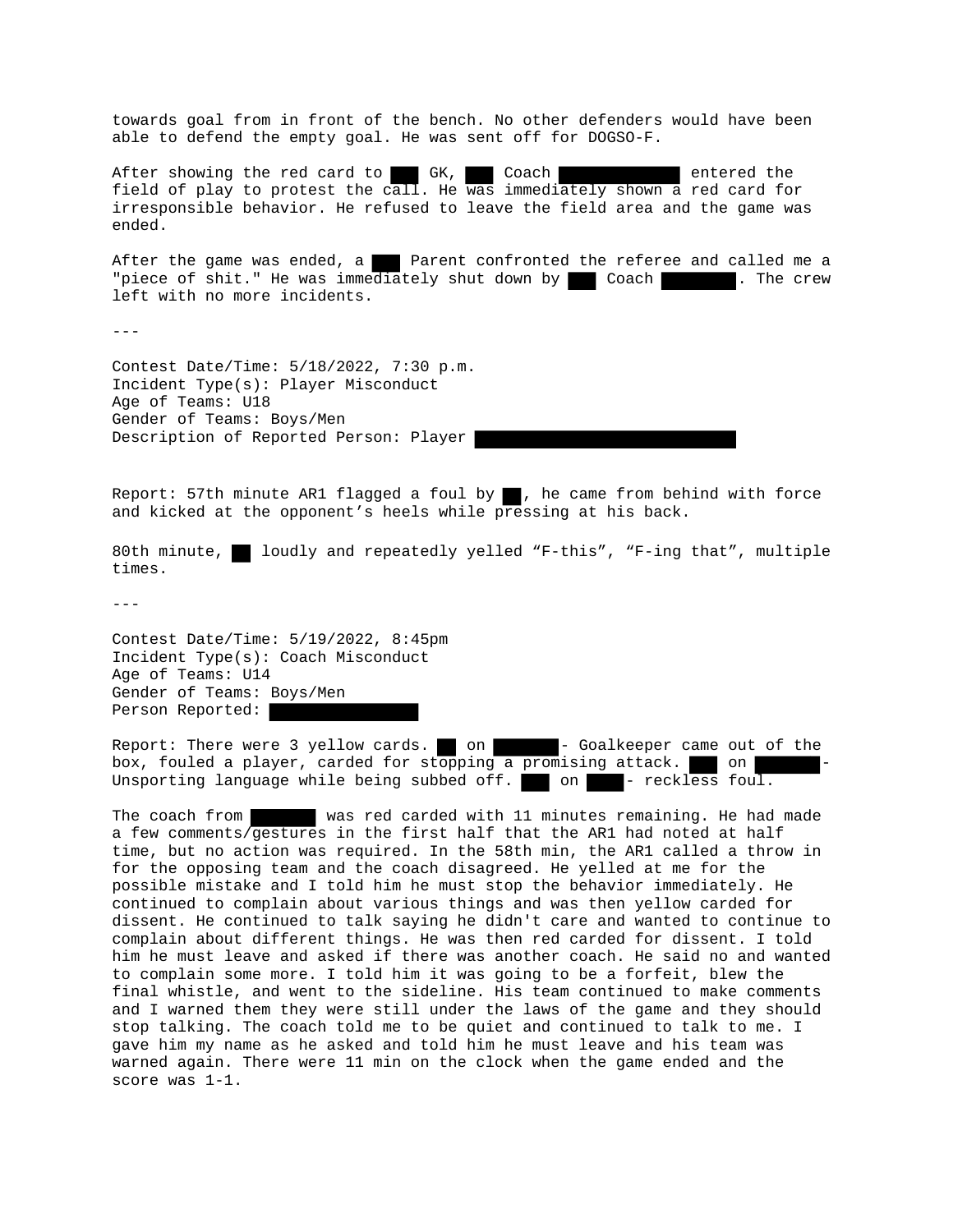towards goal from in front of the bench. No other defenders would have been able to defend the empty goal. He was sent off for DOGSO-F.

After showing the red card to ███ GK, ███ Coach ████████████ entered the field of play to protest the call. He was immediately shown a red card for irresponsible behavior. He refused to leave the field area and the game was ended.

After the game was ended, a ███ Parent confronted the referee and called me a "piece of shit." He was immediately shut down by ███ Coach ███████. The crew left with no more incidents.

---

Contest Date/Time: 5/18/2022, 7:30 p.m.
Incident Type(s): Player Misconduct
Age of Teams: U18
Gender of Teams: Boys/Men
Description of Reported Person: Player ███████████████████████████

Report: 57th minute AR1 flagged a foul by ██, he came from behind with force and kicked at the opponent's heels while pressing at his back.

80th minute, ██ loudly and repeatedly yelled "F-this", "F-ing that", multiple times.

---

Contest Date/Time: 5/19/2022, 8:45pm
Incident Type(s): Coach Misconduct
Age of Teams: U14
Gender of Teams: Boys/Men
Person Reported: ███████████████

Report: There were 3 yellow cards. ██ on ██████- Goalkeeper came out of the box, fouled a player, carded for stopping a promising attack. ███ on ██████- Unsporting language while being subbed off. ███ on ████- reckless foul.

The coach from ██████ was red carded with 11 minutes remaining. He had made a few comments/gestures in the first half that the AR1 had noted at half time, but no action was required. In the 58th min, the AR1 called a throw in for the opposing team and the coach disagreed. He yelled at me for the possible mistake and I told him he must stop the behavior immediately. He continued to complain about various things and was then yellow carded for dissent. He continued to talk saying he didn't care and wanted to continue to complain about different things. He was then red carded for dissent. I told him he must leave and asked if there was another coach. He said no and wanted to complain some more. I told him it was going to be a forfeit, blew the final whistle, and went to the sideline. His team continued to make comments and I warned them they were still under the laws of the game and they should stop talking. The coach told me to be quiet and continued to talk to me. I gave him my name as he asked and told him he must leave and his team was warned again. There were 11 min on the clock when the game ended and the score was 1-1.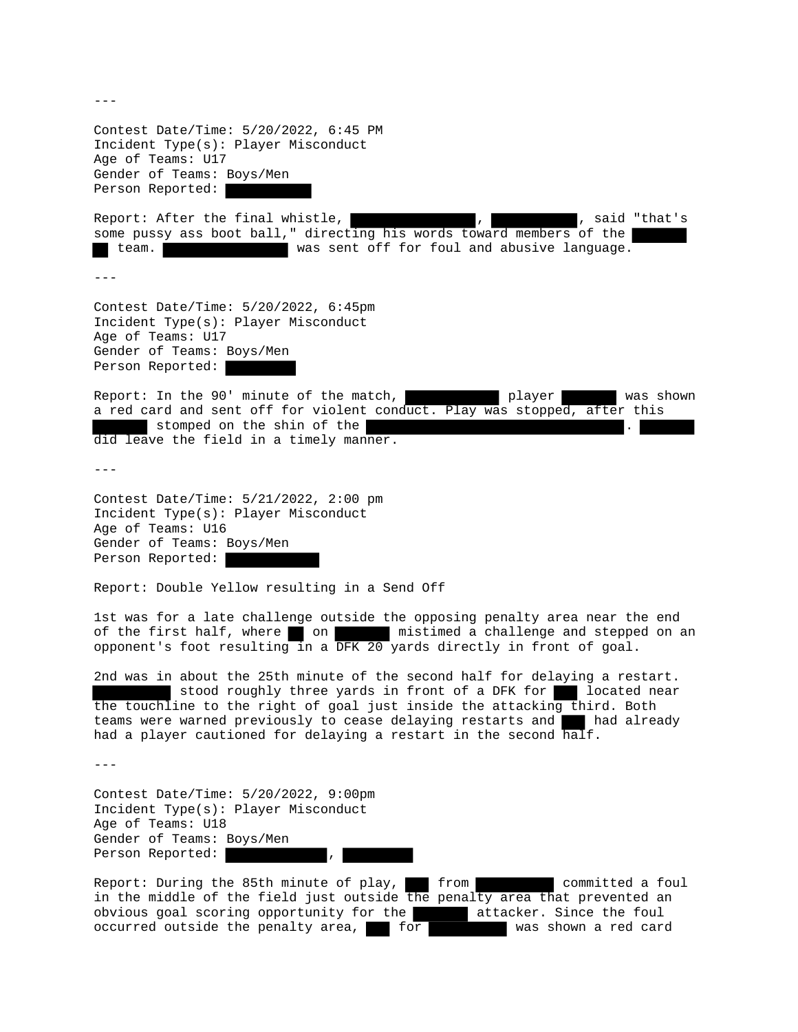---

Contest Date/Time: 5/20/2022, 6:45 PM
Incident Type(s): Player Misconduct
Age of Teams: U17
Gender of Teams: Boys/Men
Person Reported: ██████

Report: After the final whistle, ████████, ██████, said "that's some pussy ass boot ball," directing his words toward members of the ████ ██ team. ████████ was sent off for foul and abusive language.

---

Contest Date/Time: 5/20/2022, 6:45pm
Incident Type(s): Player Misconduct
Age of Teams: U17
Gender of Teams: Boys/Men
Person Reported: █████

Report: In the 90' minute of the match, ██████ player ████ was shown a red card and sent off for violent conduct. Play was stopped, after this ████ stomped on the shin of the ████████████████. ████ did leave the field in a timely manner.

---

Contest Date/Time: 5/21/2022, 2:00 pm
Incident Type(s): Player Misconduct
Age of Teams: U16
Gender of Teams: Boys/Men
Person Reported: ██████

Report: Double Yellow resulting in a Send Off

1st was for a late challenge outside the opposing penalty area near the end of the first half, where █ on ████ mistimed a challenge and stepped on an opponent's foot resulting in a DFK 20 yards directly in front of goal.

2nd was in about the 25th minute of the second half for delaying a restart. █████ stood roughly three yards in front of a DFK for ██ located near the touchline to the right of goal just inside the attacking third. Both teams were warned previously to cease delaying restarts and ██ had already had a player cautioned for delaying a restart in the second half.

---

Contest Date/Time: 5/20/2022, 9:00pm
Incident Type(s): Player Misconduct
Age of Teams: U18
Gender of Teams: Boys/Men
Person Reported: ███████, █████

Report: During the 85th minute of play, ██ from █████ committed a foul in the middle of the field just outside the penalty area that prevented an obvious goal scoring opportunity for the ████ attacker. Since the foul occurred outside the penalty area, ██ for █████ was shown a red card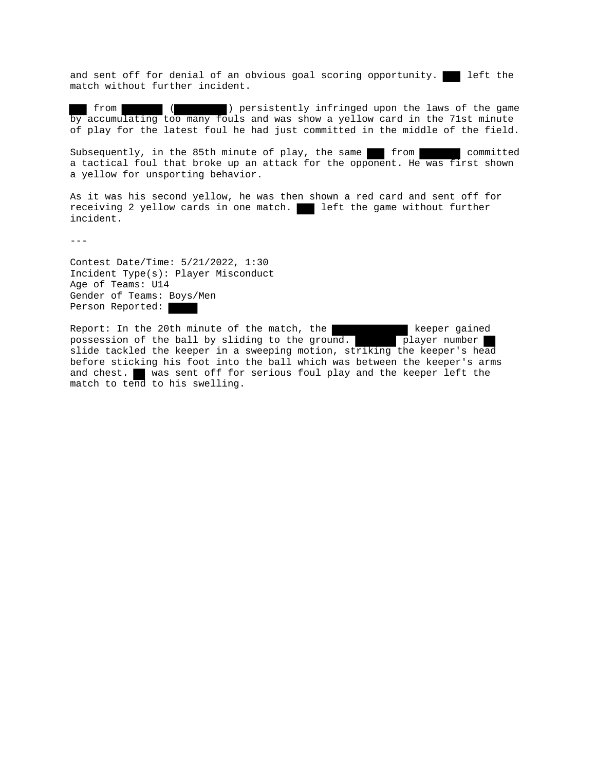and sent off for denial of an obvious goal scoring opportunity. ███ left the match without further incident.

███ from ███████ (█████████) persistently infringed upon the laws of the game by accumulating too many fouls and was show a yellow card in the 71st minute of play for the latest foul he had just committed in the middle of the field.

Subsequently, in the 85th minute of play, the same ███ from ███████ committed a tactical foul that broke up an attack for the opponent. He was first shown a yellow for unsporting behavior.

As it was his second yellow, he was then shown a red card and sent off for receiving 2 yellow cards in one match. ███ left the game without further incident.

---

Contest Date/Time: 5/21/2022, 1:30
Incident Type(s): Player Misconduct
Age of Teams: U14
Gender of Teams: Boys/Men
Person Reported: █████

Report: In the 20th minute of the match, the █████████████ keeper gained possession of the ball by sliding to the ground. ███████ player number ██ slide tackled the keeper in a sweeping motion, striking the keeper's head before sticking his foot into the ball which was between the keeper's arms and chest. ██ was sent off for serious foul play and the keeper left the match to tend to his swelling.